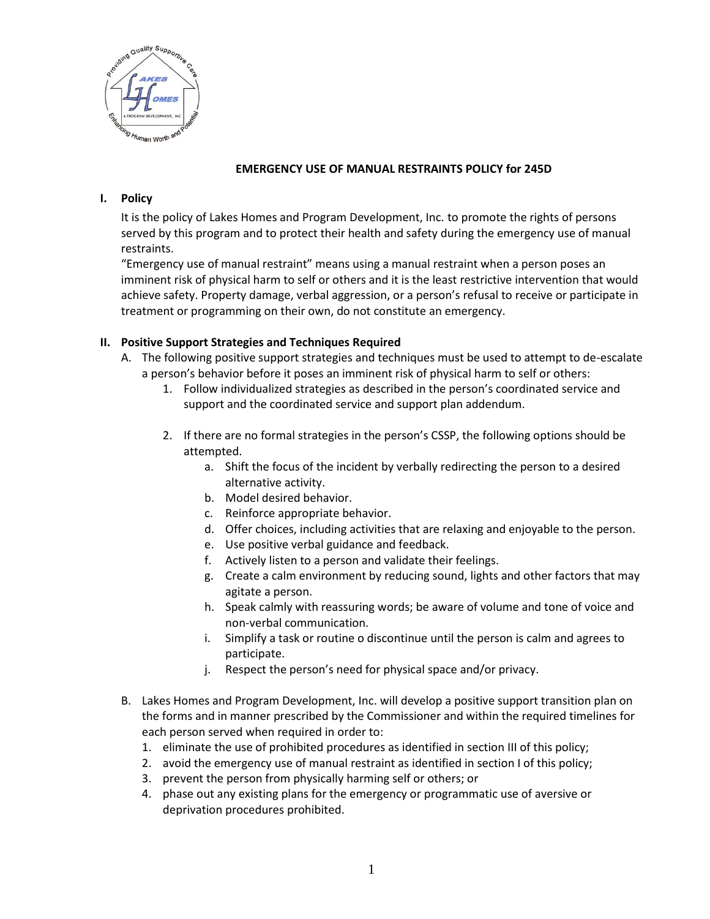# EMERGENCY USE OF MANUAL RESTRAINTS POLICY for 245D

## I. Policy

It is the policy of Lakes Homes and Program Development, Inc. to promote the rights of persons served by this program and to protect their health and safety during the emergency use of manual restraints.

"Emergency use of manual restraint" means using a manual restraint when a person poses an imminent risk of physical harm to self or others and it is the least restrictive intervention that would achieve safety. Property damage, verbal aggression, or a person's refusal to receive or participate in treatment or programming on their own, do not constitute an emergency.

## II. Positive Support Strategies and Techniques Required

A. The following positive support strategies and techniques must be used to attempt to de-escalate a person's behavior before it poses an imminent risk of physical harm to self or others:

1. Follow individualized strategies as described in the person's coordinated service and support and the coordinated service and support plan addendum.

2. If there are no formal strategies in the person's CSSP, the following options should be attempted.
    a. Shift the focus of the incident by verbally redirecting the person to a desired alternative activity.
    b. Model desired behavior.
    c. Reinforce appropriate behavior.
    d. Offer choices, including activities that are relaxing and enjoyable to the person.
    e. Use positive verbal guidance and feedback.
    f. Actively listen to a person and validate their feelings.
    g. Create a calm environment by reducing sound, lights and other factors that may agitate a person.
    h. Speak calmly with reassuring words; be aware of volume and tone of voice and non-verbal communication.
    i. Simplify a task or routine o discontinue until the person is calm and agrees to participate.
    j. Respect the person's need for physical space and/or privacy.

B. Lakes Homes and Program Development, Inc. will develop a positive support transition plan on the forms and in manner prescribed by the Commissioner and within the required timelines for each person served when required in order to:

1. eliminate the use of prohibited procedures as identified in section III of this policy;
2. avoid the emergency use of manual restraint as identified in section I of this policy;
3. prevent the person from physically harming self or others; or
4. phase out any existing plans for the emergency or programmatic use of aversive or deprivation procedures prohibited.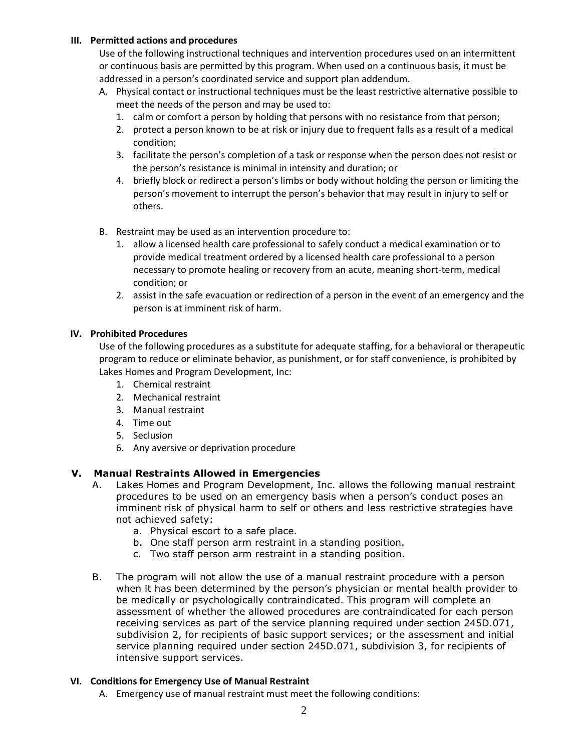## III. Permitted actions and procedures

Use of the following instructional techniques and intervention procedures used on an intermittent or continuous basis are permitted by this program. When used on a continuous basis, it must be addressed in a person's coordinated service and support plan addendum.

A. Physical contact or instructional techniques must be the least restrictive alternative possible to meet the needs of the person and may be used to:
   1. calm or comfort a person by holding that persons with no resistance from that person;
   2. protect a person known to be at risk or injury due to frequent falls as a result of a medical condition;
   3. facilitate the person's completion of a task or response when the person does not resist or the person's resistance is minimal in intensity and duration; or
   4. briefly block or redirect a person's limbs or body without holding the person or limiting the person's movement to interrupt the person's behavior that may result in injury to self or others.

B. Restraint may be used as an intervention procedure to:
   1. allow a licensed health care professional to safely conduct a medical examination or to provide medical treatment ordered by a licensed health care professional to a person necessary to promote healing or recovery from an acute, meaning short-term, medical condition; or
   2. assist in the safe evacuation or redirection of a person in the event of an emergency and the person is at imminent risk of harm.

## IV. Prohibited Procedures

Use of the following procedures as a substitute for adequate staffing, for a behavioral or therapeutic program to reduce or eliminate behavior, as punishment, or for staff convenience, is prohibited by Lakes Homes and Program Development, Inc:

1. Chemical restraint
2. Mechanical restraint
3. Manual restraint
4. Time out
5. Seclusion
6. Any aversive or deprivation procedure

## V. Manual Restraints Allowed in Emergencies

A. Lakes Homes and Program Development, Inc. allows the following manual restraint procedures to be used on an emergency basis when a person's conduct poses an imminent risk of physical harm to self or others and less restrictive strategies have not achieved safety:
   a. Physical escort to a safe place.
   b. One staff person arm restraint in a standing position.
   c. Two staff person arm restraint in a standing position.

B. The program will not allow the use of a manual restraint procedure with a person when it has been determined by the person's physician or mental health provider to be medically or psychologically contraindicated. This program will complete an assessment of whether the allowed procedures are contraindicated for each person receiving services as part of the service planning required under section 245D.071, subdivision 2, for recipients of basic support services; or the assessment and initial service planning required under section 245D.071, subdivision 3, for recipients of intensive support services.

## VI. Conditions for Emergency Use of Manual Restraint

A. Emergency use of manual restraint must meet the following conditions: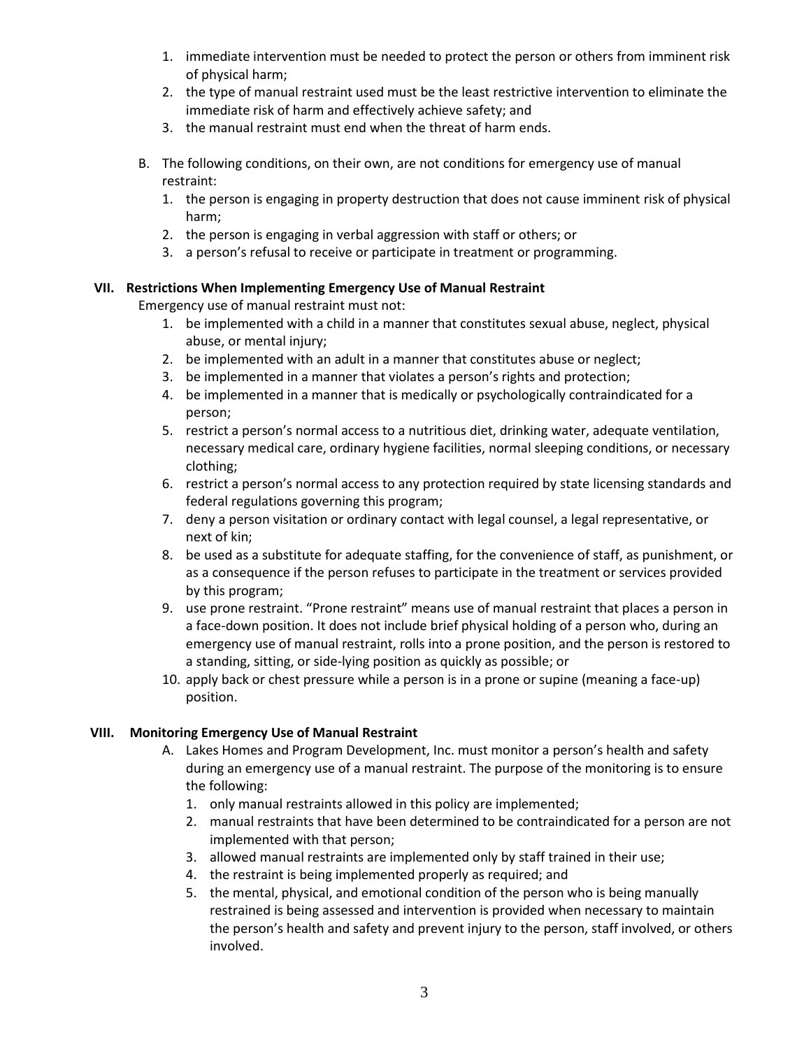1. immediate intervention must be needed to protect the person or others from imminent risk of physical harm;
2. the type of manual restraint used must be the least restrictive intervention to eliminate the immediate risk of harm and effectively achieve safety; and
3. the manual restraint must end when the threat of harm ends.

B. The following conditions, on their own, are not conditions for emergency use of manual restraint:
   1. the person is engaging in property destruction that does not cause imminent risk of physical harm;
   2. the person is engaging in verbal aggression with staff or others; or
   3. a person's refusal to receive or participate in treatment or programming.

## VII. Restrictions When Implementing Emergency Use of Manual Restraint

Emergency use of manual restraint must not:

1. be implemented with a child in a manner that constitutes sexual abuse, neglect, physical abuse, or mental injury;
2. be implemented with an adult in a manner that constitutes abuse or neglect;
3. be implemented in a manner that violates a person's rights and protection;
4. be implemented in a manner that is medically or psychologically contraindicated for a person;
5. restrict a person's normal access to a nutritious diet, drinking water, adequate ventilation, necessary medical care, ordinary hygiene facilities, normal sleeping conditions, or necessary clothing;
6. restrict a person's normal access to any protection required by state licensing standards and federal regulations governing this program;
7. deny a person visitation or ordinary contact with legal counsel, a legal representative, or next of kin;
8. be used as a substitute for adequate staffing, for the convenience of staff, as punishment, or as a consequence if the person refuses to participate in the treatment or services provided by this program;
9. use prone restraint. "Prone restraint" means use of manual restraint that places a person in a face-down position. It does not include brief physical holding of a person who, during an emergency use of manual restraint, rolls into a prone position, and the person is restored to a standing, sitting, or side-lying position as quickly as possible; or
10. apply back or chest pressure while a person is in a prone or supine (meaning a face-up) position.

## VIII. Monitoring Emergency Use of Manual Restraint

A. Lakes Homes and Program Development, Inc. must monitor a person's health and safety during an emergency use of a manual restraint. The purpose of the monitoring is to ensure the following:
   1. only manual restraints allowed in this policy are implemented;
   2. manual restraints that have been determined to be contraindicated for a person are not implemented with that person;
   3. allowed manual restraints are implemented only by staff trained in their use;
   4. the restraint is being implemented properly as required; and
   5. the mental, physical, and emotional condition of the person who is being manually restrained is being assessed and intervention is provided when necessary to maintain the person's health and safety and prevent injury to the person, staff involved, or others involved.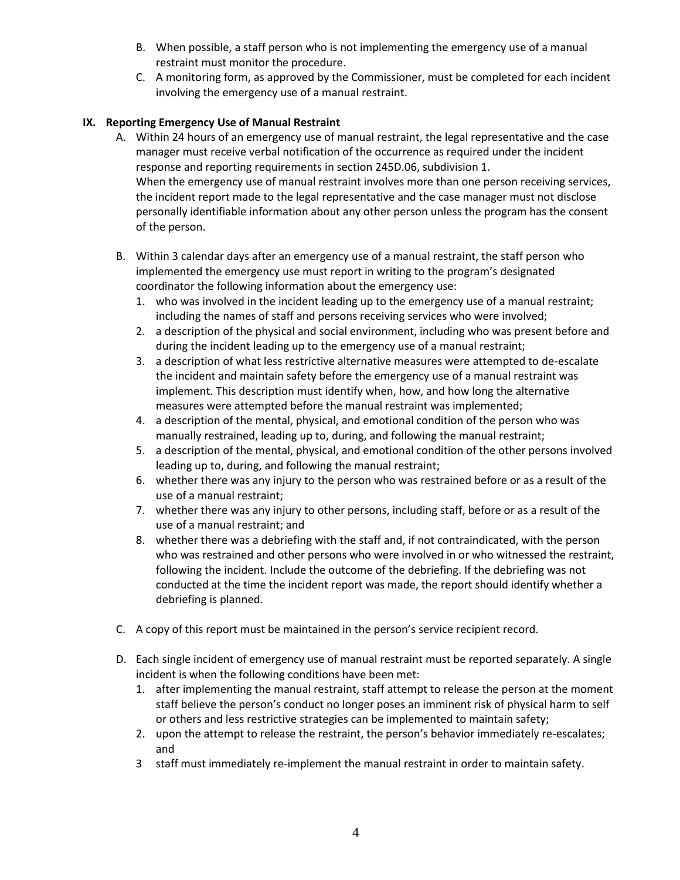B. When possible, a staff person who is not implementing the emergency use of a manual restraint must monitor the procedure.

C. A monitoring form, as approved by the Commissioner, must be completed for each incident involving the emergency use of a manual restraint.

## IX. Reporting Emergency Use of Manual Restraint

A. Within 24 hours of an emergency use of manual restraint, the legal representative and the case manager must receive verbal notification of the occurrence as required under the incident response and reporting requirements in section 245D.06, subdivision 1.
When the emergency use of manual restraint involves more than one person receiving services, the incident report made to the legal representative and the case manager must not disclose personally identifiable information about any other person unless the program has the consent of the person.

B. Within 3 calendar days after an emergency use of a manual restraint, the staff person who implemented the emergency use must report in writing to the program's designated coordinator the following information about the emergency use:
   1. who was involved in the incident leading up to the emergency use of a manual restraint; including the names of staff and persons receiving services who were involved;
   2. a description of the physical and social environment, including who was present before and during the incident leading up to the emergency use of a manual restraint;
   3. a description of what less restrictive alternative measures were attempted to de-escalate the incident and maintain safety before the emergency use of a manual restraint was implement. This description must identify when, how, and how long the alternative measures were attempted before the manual restraint was implemented;
   4. a description of the mental, physical, and emotional condition of the person who was manually restrained, leading up to, during, and following the manual restraint;
   5. a description of the mental, physical, and emotional condition of the other persons involved leading up to, during, and following the manual restraint;
   6. whether there was any injury to the person who was restrained before or as a result of the use of a manual restraint;
   7. whether there was any injury to other persons, including staff, before or as a result of the use of a manual restraint; and
   8. whether there was a debriefing with the staff and, if not contraindicated, with the person who was restrained and other persons who were involved in or who witnessed the restraint, following the incident. Include the outcome of the debriefing. If the debriefing was not conducted at the time the incident report was made, the report should identify whether a debriefing is planned.

C. A copy of this report must be maintained in the person's service recipient record.

D. Each single incident of emergency use of manual restraint must be reported separately. A single incident is when the following conditions have been met:
   1. after implementing the manual restraint, staff attempt to release the person at the moment staff believe the person's conduct no longer poses an imminent risk of physical harm to self or others and less restrictive strategies can be implemented to maintain safety;
   2. upon the attempt to release the restraint, the person's behavior immediately re-escalates; and
   3 staff must immediately re-implement the manual restraint in order to maintain safety.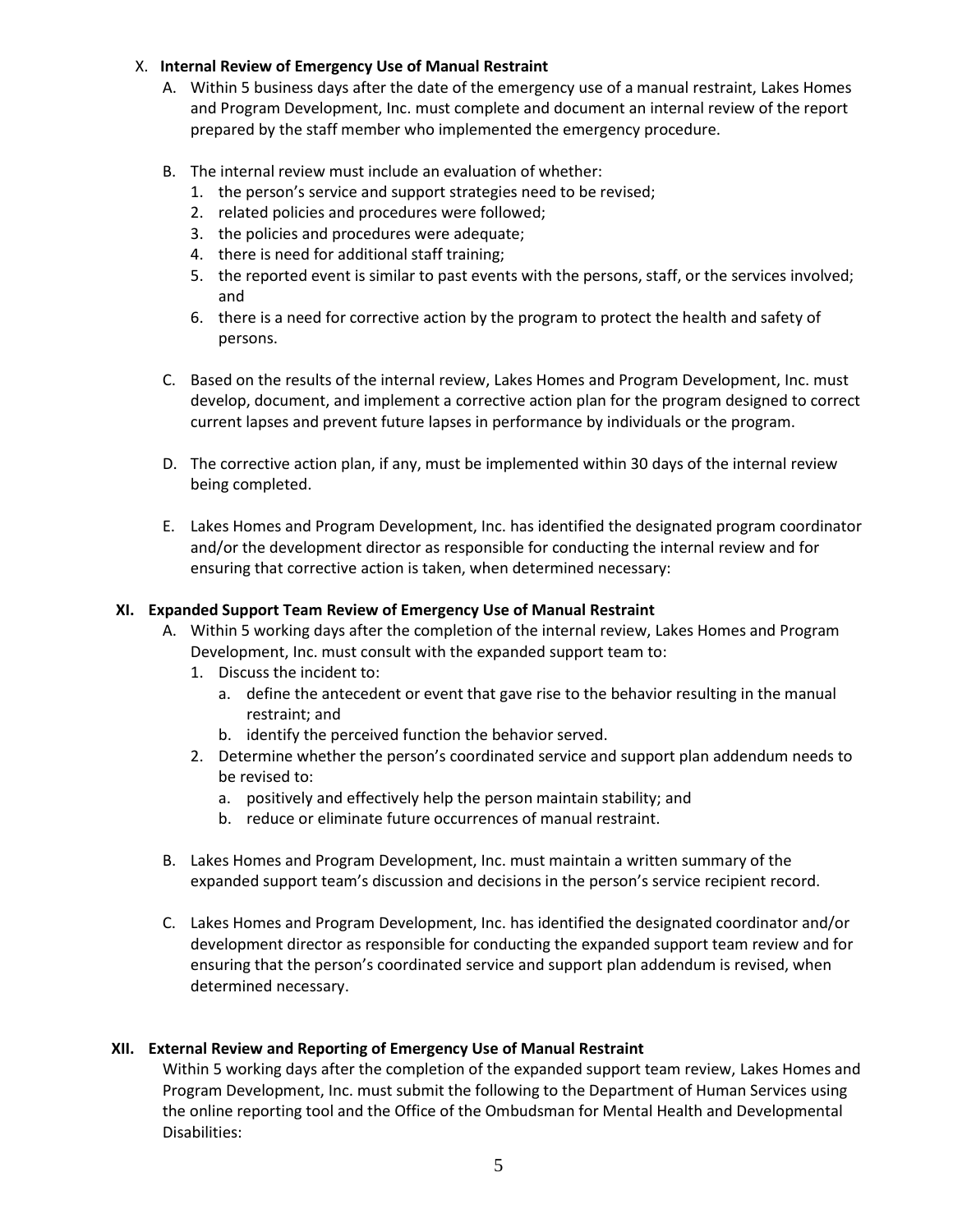## X. Internal Review of Emergency Use of Manual Restraint

A. Within 5 business days after the date of the emergency use of a manual restraint, Lakes Homes and Program Development, Inc. must complete and document an internal review of the report prepared by the staff member who implemented the emergency procedure.

B. The internal review must include an evaluation of whether:
   1. the person's service and support strategies need to be revised;
   2. related policies and procedures were followed;
   3. the policies and procedures were adequate;
   4. there is need for additional staff training;
   5. the reported event is similar to past events with the persons, staff, or the services involved; and
   6. there is a need for corrective action by the program to protect the health and safety of persons.

C. Based on the results of the internal review, Lakes Homes and Program Development, Inc. must develop, document, and implement a corrective action plan for the program designed to correct current lapses and prevent future lapses in performance by individuals or the program.

D. The corrective action plan, if any, must be implemented within 30 days of the internal review being completed.

E. Lakes Homes and Program Development, Inc. has identified the designated program coordinator and/or the development director as responsible for conducting the internal review and for ensuring that corrective action is taken, when determined necessary:

## XI. Expanded Support Team Review of Emergency Use of Manual Restraint

A. Within 5 working days after the completion of the internal review, Lakes Homes and Program Development, Inc. must consult with the expanded support team to:
   1. Discuss the incident to:
      a. define the antecedent or event that gave rise to the behavior resulting in the manual restraint; and
      b. identify the perceived function the behavior served.
   2. Determine whether the person's coordinated service and support plan addendum needs to be revised to:
      a. positively and effectively help the person maintain stability; and
      b. reduce or eliminate future occurrences of manual restraint.

B. Lakes Homes and Program Development, Inc. must maintain a written summary of the expanded support team's discussion and decisions in the person's service recipient record.

C. Lakes Homes and Program Development, Inc. has identified the designated coordinator and/or development director as responsible for conducting the expanded support team review and for ensuring that the person's coordinated service and support plan addendum is revised, when determined necessary.

## XII. External Review and Reporting of Emergency Use of Manual Restraint

Within 5 working days after the completion of the expanded support team review, Lakes Homes and Program Development, Inc. must submit the following to the Department of Human Services using the online reporting tool and the Office of the Ombudsman for Mental Health and Developmental Disabilities: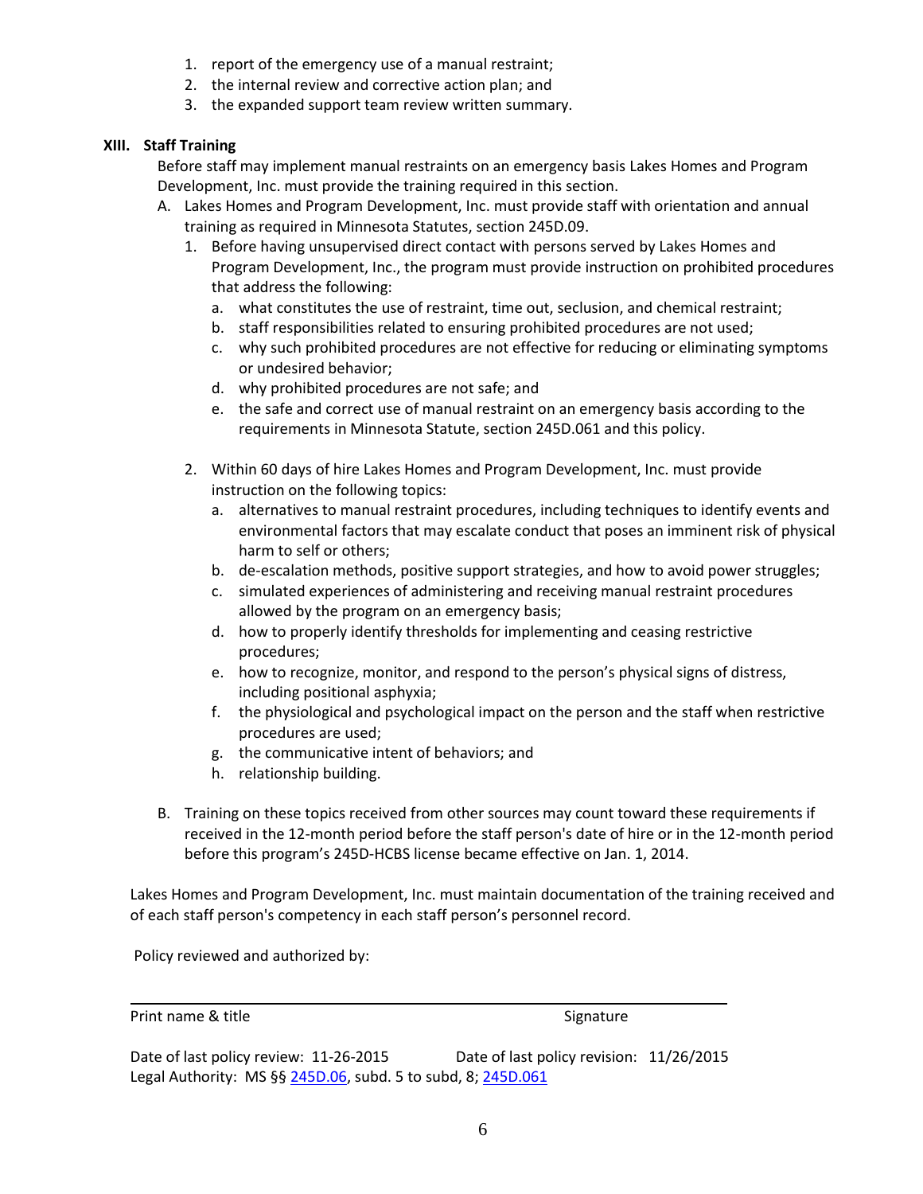1. report of the emergency use of a manual restraint;
2. the internal review and corrective action plan; and
3. the expanded support team review written summary.

## XIII. Staff Training

Before staff may implement manual restraints on an emergency basis Lakes Homes and Program Development, Inc. must provide the training required in this section.

A. Lakes Homes and Program Development, Inc. must provide staff with orientation and annual training as required in Minnesota Statutes, section 245D.09.

1. Before having unsupervised direct contact with persons served by Lakes Homes and Program Development, Inc., the program must provide instruction on prohibited procedures that address the following:
   a. what constitutes the use of restraint, time out, seclusion, and chemical restraint;
   b. staff responsibilities related to ensuring prohibited procedures are not used;
   c. why such prohibited procedures are not effective for reducing or eliminating symptoms or undesired behavior;
   d. why prohibited procedures are not safe; and
   e. the safe and correct use of manual restraint on an emergency basis according to the requirements in Minnesota Statute, section 245D.061 and this policy.

2. Within 60 days of hire Lakes Homes and Program Development, Inc. must provide instruction on the following topics:
   a. alternatives to manual restraint procedures, including techniques to identify events and environmental factors that may escalate conduct that poses an imminent risk of physical harm to self or others;
   b. de-escalation methods, positive support strategies, and how to avoid power struggles;
   c. simulated experiences of administering and receiving manual restraint procedures allowed by the program on an emergency basis;
   d. how to properly identify thresholds for implementing and ceasing restrictive procedures;
   e. how to recognize, monitor, and respond to the person's physical signs of distress, including positional asphyxia;
   f. the physiological and psychological impact on the person and the staff when restrictive procedures are used;
   g. the communicative intent of behaviors; and
   h. relationship building.

B. Training on these topics received from other sources may count toward these requirements if received in the 12-month period before the staff person's date of hire or in the 12-month period before this program's 245D-HCBS license became effective on Jan. 1, 2014.

Lakes Homes and Program Development, Inc. must maintain documentation of the training received and of each staff person's competency in each staff person's personnel record.

Policy reviewed and authorized by:

Print name & title                                        Signature

Date of last policy review: 11-26-2015        Date of last policy revision: 11/26/2015
Legal Authority: MS §§ 245D.06, subd. 5 to subd, 8; 245D.061